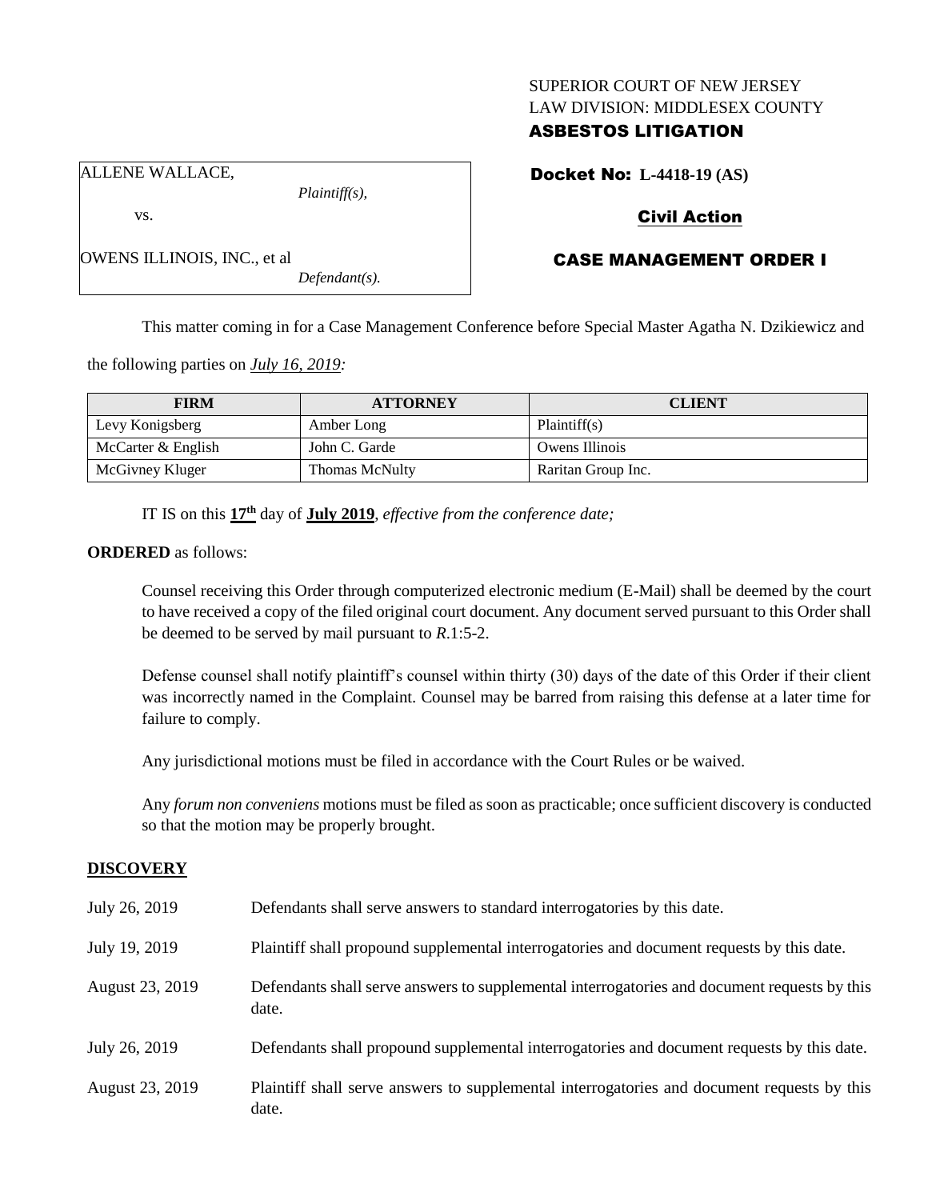SUPERIOR COURT OF NEW JERSEY
LAW DIVISION: MIDDLESEX COUNTY

**ASBESTOS LITIGATION**

ALLENE WALLACE,
*Plaintiff(s),*

vs.

OWENS ILLINOIS, INC., et al
*Defendant(s).*

**Docket No: L-4418-19 (AS)**

**Civil Action**

**CASE MANAGEMENT ORDER I**

This matter coming in for a Case Management Conference before Special Master Agatha N. Dzikiewicz and the following parties on *July 16, 2019:*

| FIRM | ATTORNEY | CLIENT |
| --- | --- | --- |
| Levy Konigsberg | Amber Long | Plaintiff(s) |
| McCarter & English | John C. Garde | Owens Illinois |
| McGivney Kluger | Thomas McNulty | Raritan Group Inc. |

IT IS on this **17th** day of **July 2019**, *effective from the conference date;*

**ORDERED** as follows:

Counsel receiving this Order through computerized electronic medium (E-Mail) shall be deemed by the court to have received a copy of the filed original court document. Any document served pursuant to this Order shall be deemed to be served by mail pursuant to *R*.1:5-2.

Defense counsel shall notify plaintiff's counsel within thirty (30) days of the date of this Order if their client was incorrectly named in the Complaint. Counsel may be barred from raising this defense at a later time for failure to comply.

Any jurisdictional motions must be filed in accordance with the Court Rules or be waived.

Any *forum non conveniens* motions must be filed as soon as practicable; once sufficient discovery is conducted so that the motion may be properly brought.

## DISCOVERY

| | |
| --- | --- |
| July 26, 2019 | Defendants shall serve answers to standard interrogatories by this date. |
| July 19, 2019 | Plaintiff shall propound supplemental interrogatories and document requests by this date. |
| August 23, 2019 | Defendants shall serve answers to supplemental interrogatories and document requests by this date. |
| July 26, 2019 | Defendants shall propound supplemental interrogatories and document requests by this date. |
| August 23, 2019 | Plaintiff shall serve answers to supplemental interrogatories and document requests by this date. |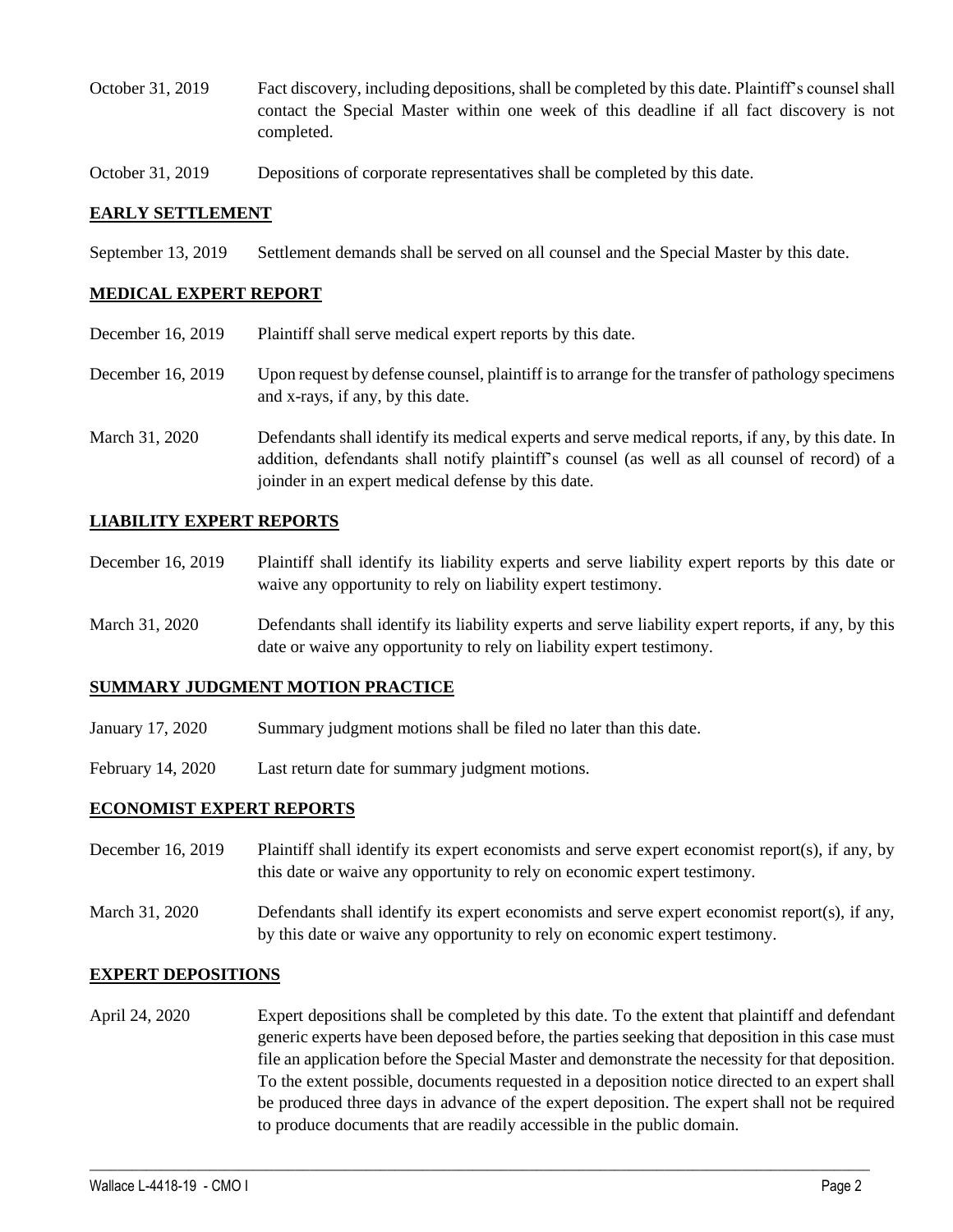October 31, 2019 Fact discovery, including depositions, shall be completed by this date. Plaintiff's counsel shall contact the Special Master within one week of this deadline if all fact discovery is not completed.

October 31, 2019 Depositions of corporate representatives shall be completed by this date.

**EARLY SETTLEMENT**

September 13, 2019 Settlement demands shall be served on all counsel and the Special Master by this date.

**MEDICAL EXPERT REPORT**

December 16, 2019 Plaintiff shall serve medical expert reports by this date.

December 16, 2019 Upon request by defense counsel, plaintiff is to arrange for the transfer of pathology specimens and x-rays, if any, by this date.

March 31, 2020 Defendants shall identify its medical experts and serve medical reports, if any, by this date. In addition, defendants shall notify plaintiff's counsel (as well as all counsel of record) of a joinder in an expert medical defense by this date.

**LIABILITY EXPERT REPORTS**

December 16, 2019 Plaintiff shall identify its liability experts and serve liability expert reports by this date or waive any opportunity to rely on liability expert testimony.

March 31, 2020 Defendants shall identify its liability experts and serve liability expert reports, if any, by this date or waive any opportunity to rely on liability expert testimony.

**SUMMARY JUDGMENT MOTION PRACTICE**

January 17, 2020 Summary judgment motions shall be filed no later than this date.

February 14, 2020 Last return date for summary judgment motions.

**ECONOMIST EXPERT REPORTS**

December 16, 2019 Plaintiff shall identify its expert economists and serve expert economist report(s), if any, by this date or waive any opportunity to rely on economic expert testimony.

March 31, 2020 Defendants shall identify its expert economists and serve expert economist report(s), if any, by this date or waive any opportunity to rely on economic expert testimony.

**EXPERT DEPOSITIONS**

April 24, 2020 Expert depositions shall be completed by this date. To the extent that plaintiff and defendant generic experts have been deposed before, the parties seeking that deposition in this case must file an application before the Special Master and demonstrate the necessity for that deposition. To the extent possible, documents requested in a deposition notice directed to an expert shall be produced three days in advance of the expert deposition. The expert shall not be required to produce documents that are readily accessible in the public domain.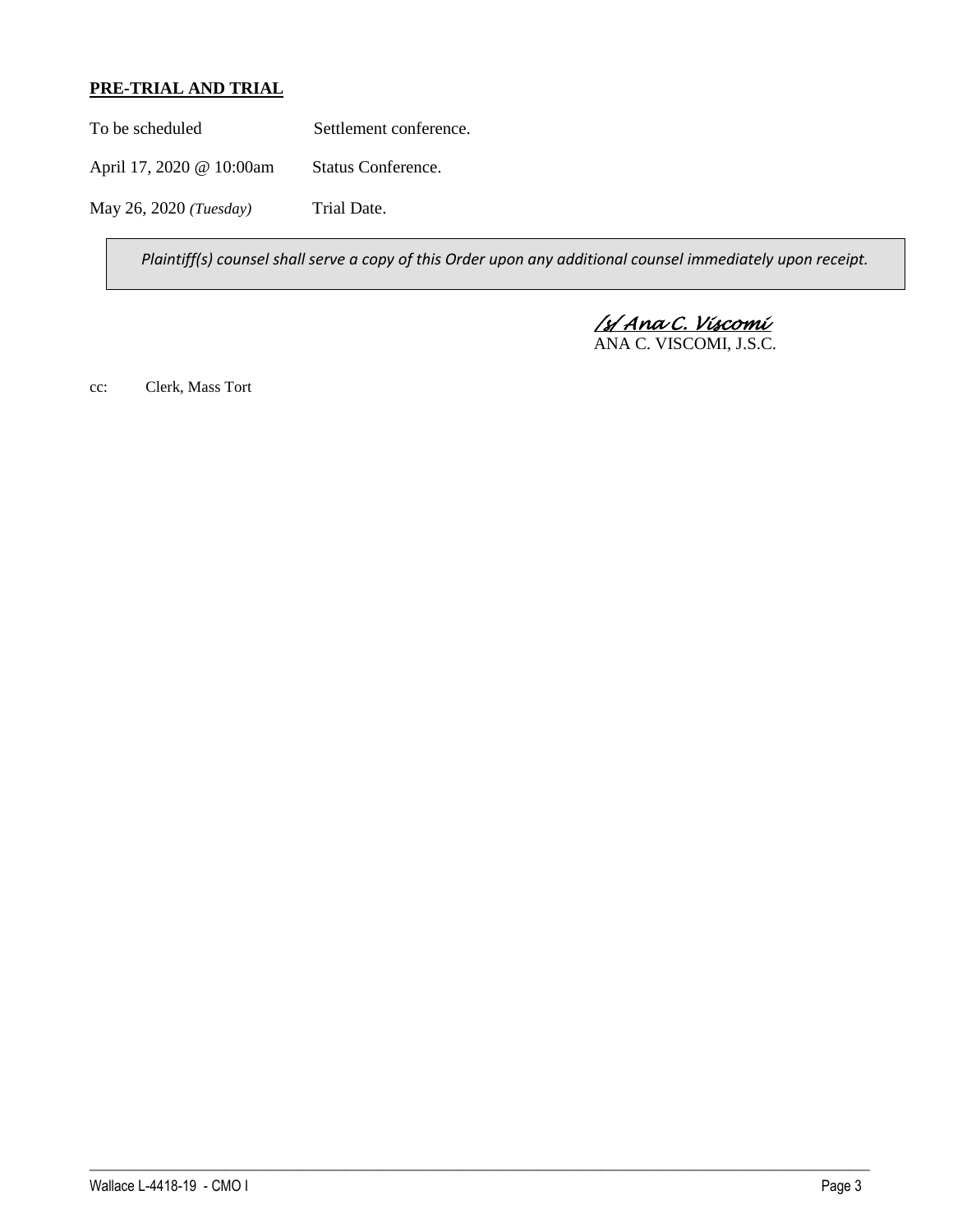**PRE-TRIAL AND TRIAL**

| | |
|---|---|
| To be scheduled | Settlement conference. |
| April 17, 2020 @ 10:00am | Status Conference. |
| May 26, 2020 *(Tuesday)* | Trial Date. |

*Plaintiff(s) counsel shall serve a copy of this Order upon any additional counsel immediately upon receipt.*

*/s/ Ana C. Viscomi*
ANA C. VISCOMI, J.S.C.

cc: Clerk, Mass Tort